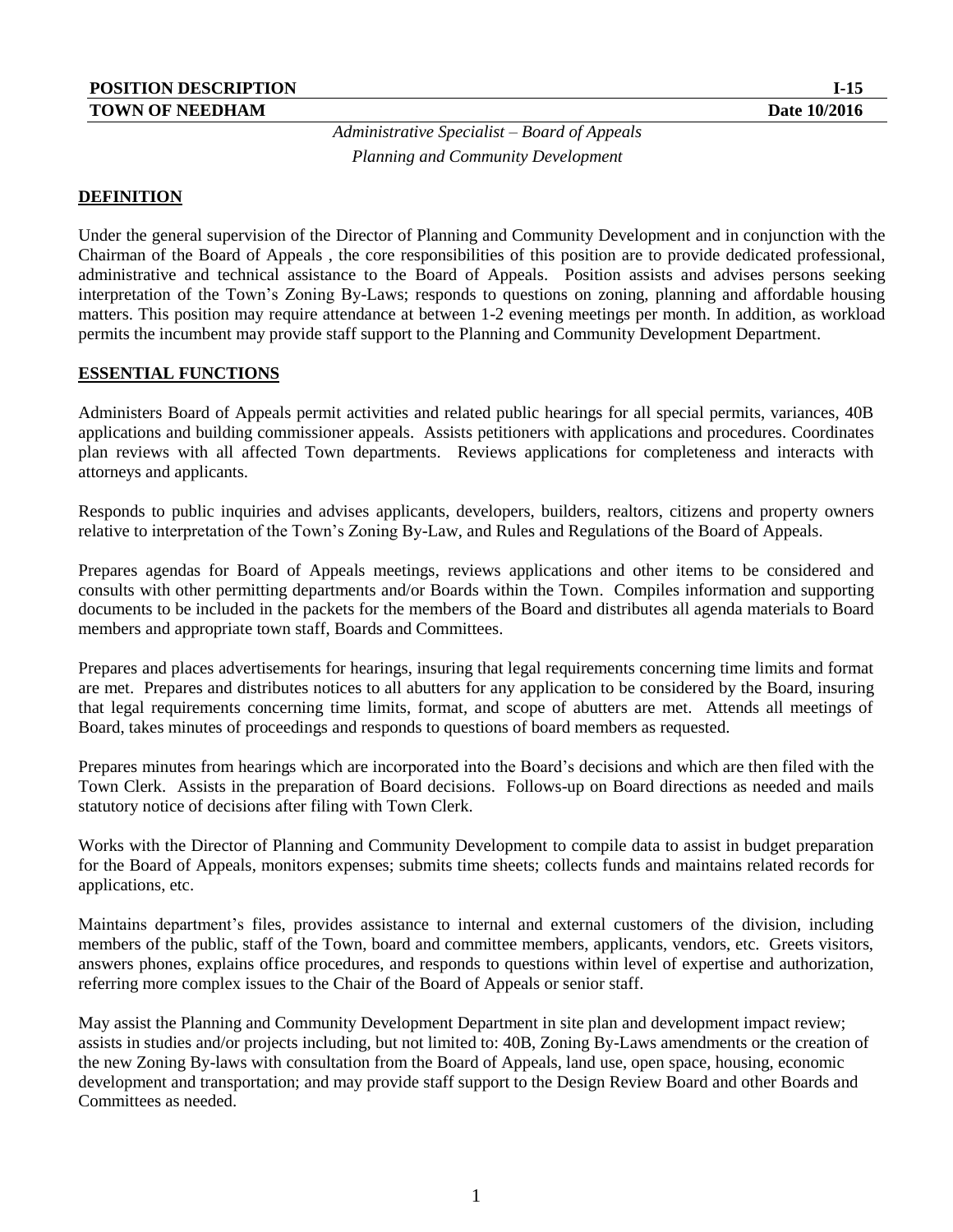**POSITION DESCRIPTION** **I-15**

**TOWN OF NEEDHAM** **Date 10/2016**

*Administrative Specialist – Board of Appeals*

*Planning and Community Development*

## DEFINITION

Under the general supervision of the Director of Planning and Community Development and in conjunction with the Chairman of the Board of Appeals , the core responsibilities of this position are to provide dedicated professional, administrative and technical assistance to the Board of Appeals. Position assists and advises persons seeking interpretation of the Town's Zoning By-Laws; responds to questions on zoning, planning and affordable housing matters. This position may require attendance at between 1-2 evening meetings per month. In addition, as workload permits the incumbent may provide staff support to the Planning and Community Development Department.

## ESSENTIAL FUNCTIONS

Administers Board of Appeals permit activities and related public hearings for all special permits, variances, 40B applications and building commissioner appeals. Assists petitioners with applications and procedures. Coordinates plan reviews with all affected Town departments. Reviews applications for completeness and interacts with attorneys and applicants.

Responds to public inquiries and advises applicants, developers, builders, realtors, citizens and property owners relative to interpretation of the Town's Zoning By-Law, and Rules and Regulations of the Board of Appeals.

Prepares agendas for Board of Appeals meetings, reviews applications and other items to be considered and consults with other permitting departments and/or Boards within the Town. Compiles information and supporting documents to be included in the packets for the members of the Board and distributes all agenda materials to Board members and appropriate town staff, Boards and Committees.

Prepares and places advertisements for hearings, insuring that legal requirements concerning time limits and format are met. Prepares and distributes notices to all abutters for any application to be considered by the Board, insuring that legal requirements concerning time limits, format, and scope of abutters are met. Attends all meetings of Board, takes minutes of proceedings and responds to questions of board members as requested.

Prepares minutes from hearings which are incorporated into the Board's decisions and which are then filed with the Town Clerk. Assists in the preparation of Board decisions. Follows-up on Board directions as needed and mails statutory notice of decisions after filing with Town Clerk.

Works with the Director of Planning and Community Development to compile data to assist in budget preparation for the Board of Appeals, monitors expenses; submits time sheets; collects funds and maintains related records for applications, etc.

Maintains department's files, provides assistance to internal and external customers of the division, including members of the public, staff of the Town, board and committee members, applicants, vendors, etc. Greets visitors, answers phones, explains office procedures, and responds to questions within level of expertise and authorization, referring more complex issues to the Chair of the Board of Appeals or senior staff.

May assist the Planning and Community Development Department in site plan and development impact review; assists in studies and/or projects including, but not limited to: 40B, Zoning By-Laws amendments or the creation of the new Zoning By-laws with consultation from the Board of Appeals, land use, open space, housing, economic development and transportation; and may provide staff support to the Design Review Board and other Boards and Committees as needed.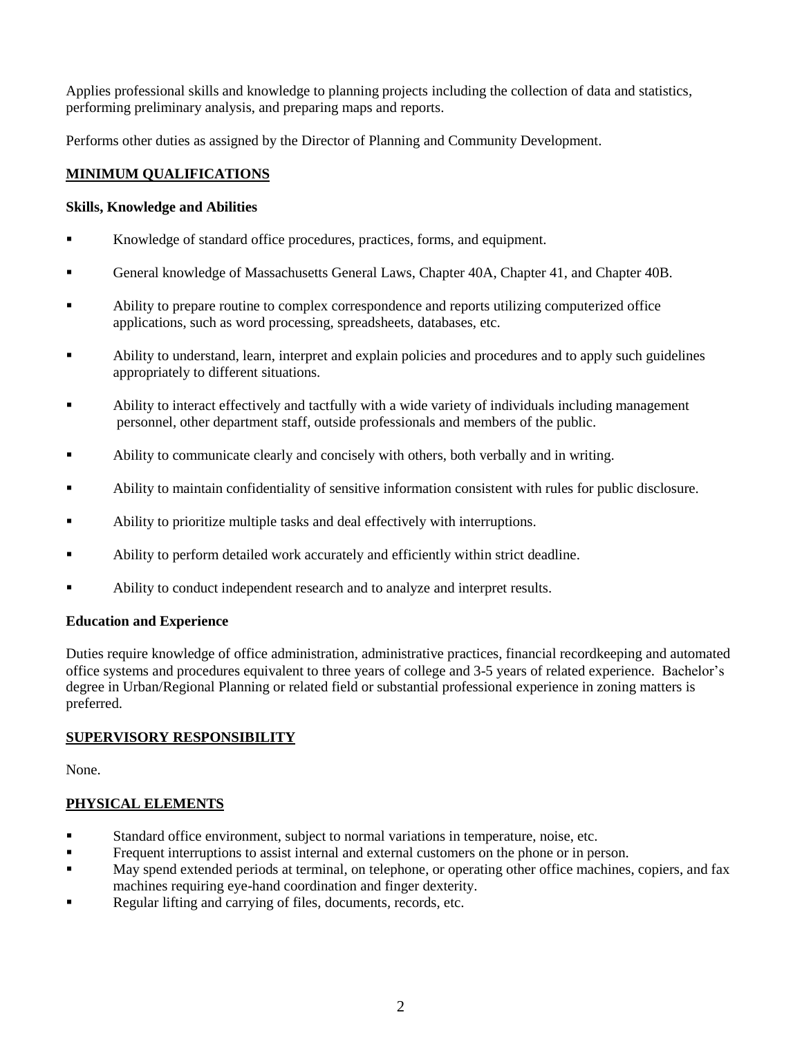Applies professional skills and knowledge to planning projects including the collection of data and statistics, performing preliminary analysis, and preparing maps and reports.

Performs other duties as assigned by the Director of Planning and Community Development.

## MINIMUM QUALIFICATIONS

### Skills, Knowledge and Abilities

- Knowledge of standard office procedures, practices, forms, and equipment.
- General knowledge of Massachusetts General Laws, Chapter 40A, Chapter 41, and Chapter 40B.
- Ability to prepare routine to complex correspondence and reports utilizing computerized office applications, such as word processing, spreadsheets, databases, etc.
- Ability to understand, learn, interpret and explain policies and procedures and to apply such guidelines appropriately to different situations.
- Ability to interact effectively and tactfully with a wide variety of individuals including management personnel, other department staff, outside professionals and members of the public.
- Ability to communicate clearly and concisely with others, both verbally and in writing.
- Ability to maintain confidentiality of sensitive information consistent with rules for public disclosure.
- Ability to prioritize multiple tasks and deal effectively with interruptions.
- Ability to perform detailed work accurately and efficiently within strict deadline.
- Ability to conduct independent research and to analyze and interpret results.

### Education and Experience

Duties require knowledge of office administration, administrative practices, financial recordkeeping and automated office systems and procedures equivalent to three years of college and 3-5 years of related experience. Bachelor's degree in Urban/Regional Planning or related field or substantial professional experience in zoning matters is preferred.

## SUPERVISORY RESPONSIBILITY

None.

## PHYSICAL ELEMENTS

- Standard office environment, subject to normal variations in temperature, noise, etc.
- Frequent interruptions to assist internal and external customers on the phone or in person.
- May spend extended periods at terminal, on telephone, or operating other office machines, copiers, and fax machines requiring eye-hand coordination and finger dexterity.
- Regular lifting and carrying of files, documents, records, etc.